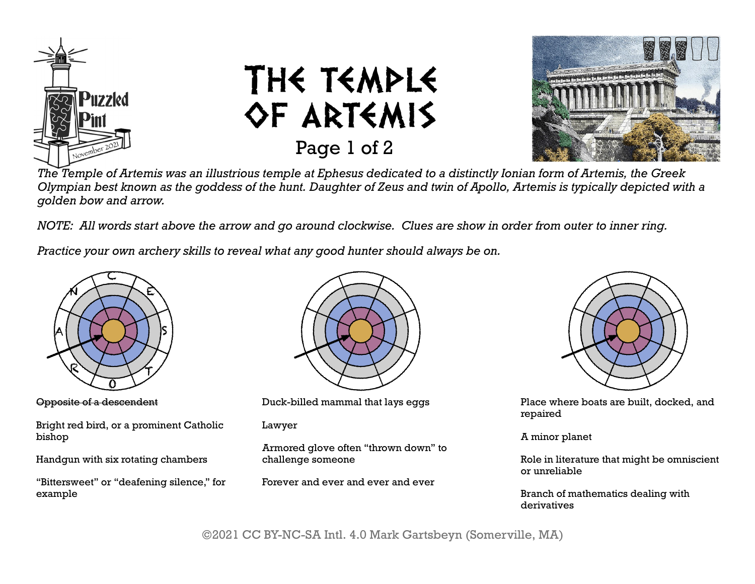# The Temple of Artemis

Page 1 of 2

*The Temple of Artemis was an illustrious temple at Ephesus dedicated to a distinctly Ionian form of Artemis, the Greek Olympian best known as the goddess of the hunt. Daughter of Zeus and twin of Apollo, Artemis is typically depicted with a golden bow and arrow.*

*NOTE: All words start above the arrow and go around clockwise. Clues are show in order from outer to inner ring.*

*Practice your own archery skills to reveal what any good hunter should always be on.*

Target 1 (outer ring letters: C, E, S, T, O, R, A, N)

~~Opposite of a descendent~~

Bright red bird, or a prominent Catholic bishop

Handgun with six rotating chambers

"Bittersweet" or "deafening silence," for example

Target 2

Duck-billed mammal that lays eggs

Lawyer

Armored glove often "thrown down" to challenge someone

Forever and ever and ever and ever

Target 3

Place where boats are built, docked, and repaired

A minor planet

Role in literature that might be omniscient or unreliable

Branch of mathematics dealing with derivatives

©2021 CC BY-NC-SA Intl. 4.0 Mark Gartsbeyn (Somerville, MA)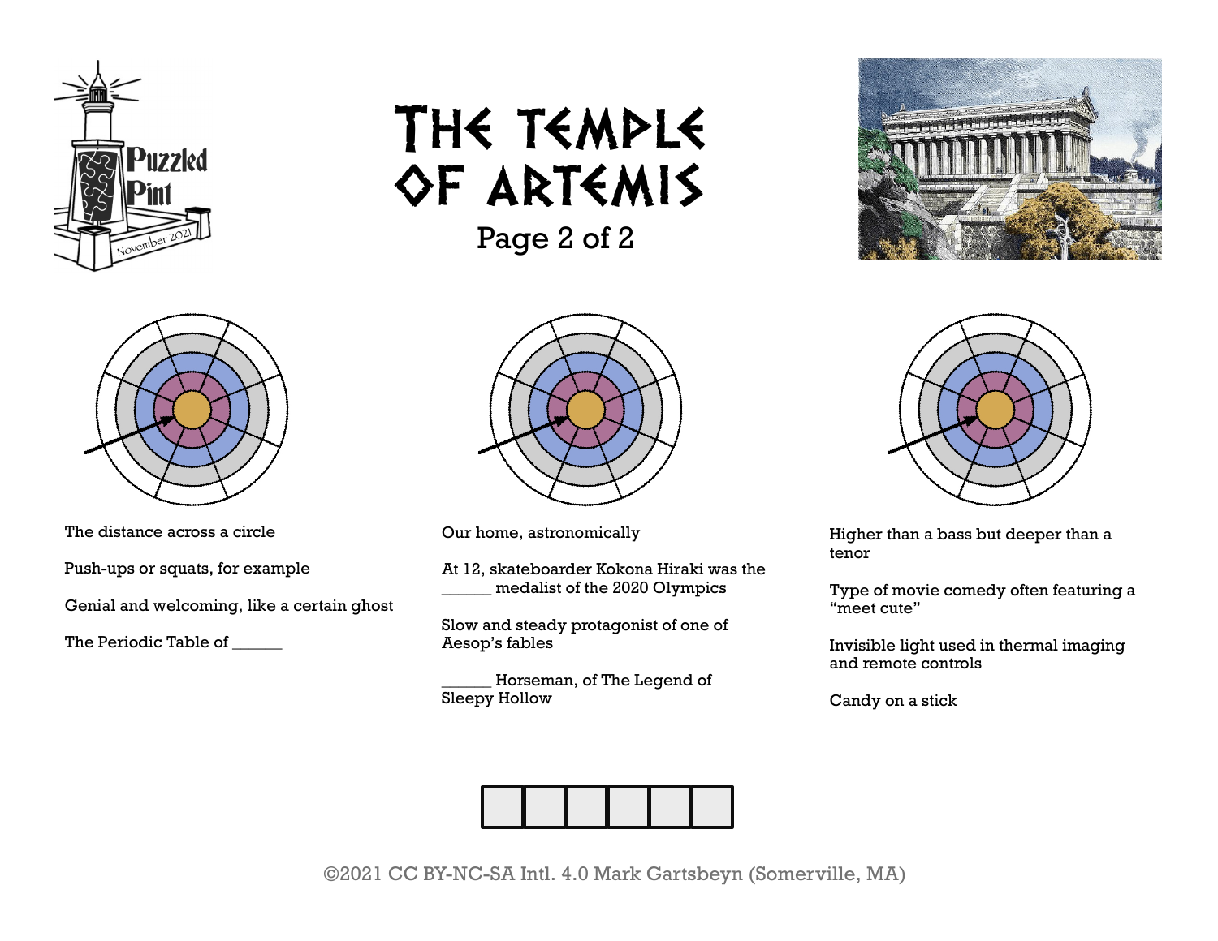# The Temple of Artemis

Page 2 of 2

The distance across a circle

Push-ups or squats, for example

Genial and welcoming, like a certain ghost

The Periodic Table of ______

Our home, astronomically

At 12, skateboarder Kokona Hiraki was the ______ medalist of the 2020 Olympics

Slow and steady protagonist of one of Aesop's fables

______ Horseman, of The Legend of Sleepy Hollow

Higher than a bass but deeper than a tenor

Type of movie comedy often featuring a "meet cute"

Invisible light used in thermal imaging and remote controls

Candy on a stick

©2021 CC BY-NC-SA Intl. 4.0 Mark Gartsbeyn (Somerville, MA)